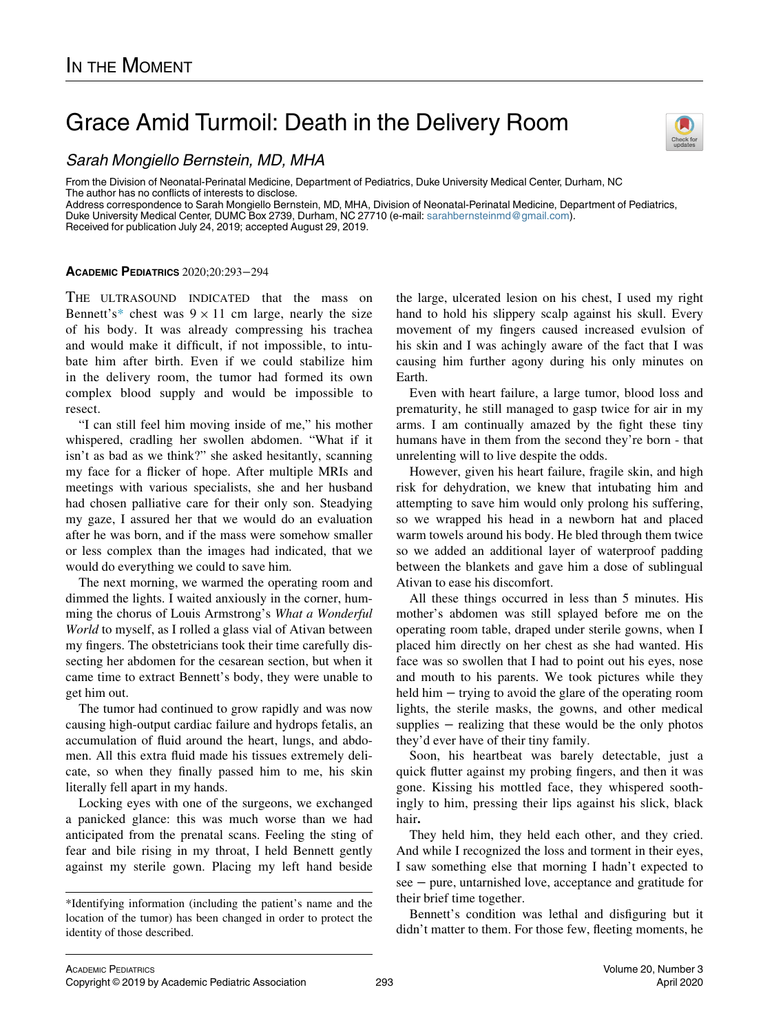In the Moment

# Grace Amid Turmoil: Death in the Delivery Room

*Sarah Mongiello Bernstein, MD, MHA*

From the Division of Neonatal-Perinatal Medicine, Department of Pediatrics, Duke University Medical Center, Durham, NC
The author has no conflicts of interests to disclose.
Address correspondence to Sarah Mongiello Bernstein, MD, MHA, Division of Neonatal-Perinatal Medicine, Department of Pediatrics, Duke University Medical Center, DUMC Box 2739, Durham, NC 27710 (e-mail: sarahbernsteinmd@gmail.com).
Received for publication July 24, 2019; accepted August 29, 2019.

**Academic Pediatrics** 2020;20:293−294

The ultrasound indicated that the mass on Bennett's* chest was 9 × 11 cm large, nearly the size of his body. It was already compressing his trachea and would make it difficult, if not impossible, to intubate him after birth. Even if we could stabilize him in the delivery room, the tumor had formed its own complex blood supply and would be impossible to resect.

"I can still feel him moving inside of me," his mother whispered, cradling her swollen abdomen. "What if it isn't as bad as we think?" she asked hesitantly, scanning my face for a flicker of hope. After multiple MRIs and meetings with various specialists, she and her husband had chosen palliative care for their only son. Steadying my gaze, I assured her that we would do an evaluation after he was born, and if the mass were somehow smaller or less complex than the images had indicated, that we would do everything we could to save him.

The next morning, we warmed the operating room and dimmed the lights. I waited anxiously in the corner, humming the chorus of Louis Armstrong's *What a Wonderful World* to myself, as I rolled a glass vial of Ativan between my fingers. The obstetricians took their time carefully dissecting her abdomen for the cesarean section, but when it came time to extract Bennett's body, they were unable to get him out.

The tumor had continued to grow rapidly and was now causing high-output cardiac failure and hydrops fetalis, an accumulation of fluid around the heart, lungs, and abdomen. All this extra fluid made his tissues extremely delicate, so when they finally passed him to me, his skin literally fell apart in my hands.

Locking eyes with one of the surgeons, we exchanged a panicked glance: this was much worse than we had anticipated from the prenatal scans. Feeling the sting of fear and bile rising in my throat, I held Bennett gently against my sterile gown. Placing my left hand beside the large, ulcerated lesion on his chest, I used my right hand to hold his slippery scalp against his skull. Every movement of my fingers caused increased evulsion of his skin and I was achingly aware of the fact that I was causing him further agony during his only minutes on Earth.

Even with heart failure, a large tumor, blood loss and prematurity, he still managed to gasp twice for air in my arms. I am continually amazed by the fight these tiny humans have in them from the second they're born - that unrelenting will to live despite the odds.

However, given his heart failure, fragile skin, and high risk for dehydration, we knew that intubating him and attempting to save him would only prolong his suffering, so we wrapped his head in a newborn hat and placed warm towels around his body. He bled through them twice so we added an additional layer of waterproof padding between the blankets and gave him a dose of sublingual Ativan to ease his discomfort.

All these things occurred in less than 5 minutes. His mother's abdomen was still splayed before me on the operating room table, draped under sterile gowns, when I placed him directly on her chest as she had wanted. His face was so swollen that I had to point out his eyes, nose and mouth to his parents. We took pictures while they held him − trying to avoid the glare of the operating room lights, the sterile masks, the gowns, and other medical supplies − realizing that these would be the only photos they'd ever have of their tiny family.

Soon, his heartbeat was barely detectable, just a quick flutter against my probing fingers, and then it was gone. Kissing his mottled face, they whispered soothingly to him, pressing their lips against his slick, black hair.

They held him, they held each other, and they cried. And while I recognized the loss and torment in their eyes, I saw something else that morning I hadn't expected to see − pure, untarnished love, acceptance and gratitude for their brief time together.

Bennett's condition was lethal and disfiguring but it didn't matter to them. For those few, fleeting moments, he

*Identifying information (including the patient's name and the location of the tumor) has been changed in order to protect the identity of those described.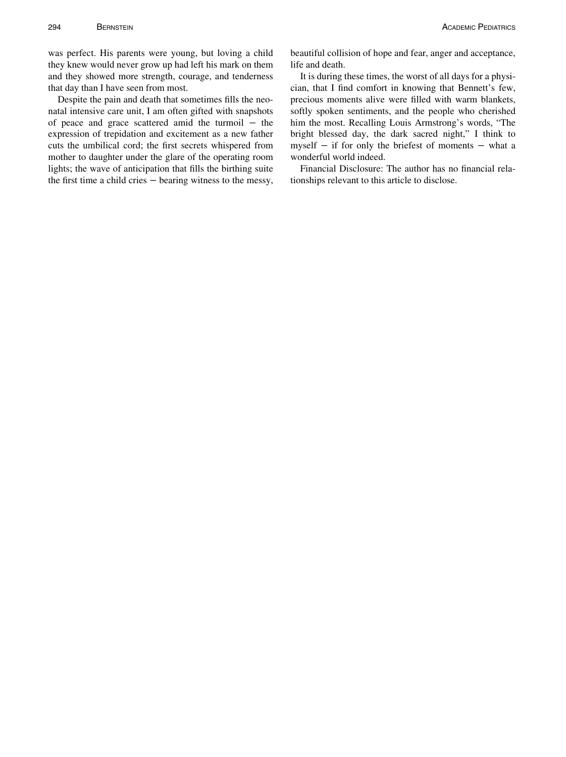was perfect. His parents were young, but loving a child they knew would never grow up had left his mark on them and they showed more strength, courage, and tenderness that day than I have seen from most.

Despite the pain and death that sometimes fills the neonatal intensive care unit, I am often gifted with snapshots of peace and grace scattered amid the turmoil – the expression of trepidation and excitement as a new father cuts the umbilical cord; the first secrets whispered from mother to daughter under the glare of the operating room lights; the wave of anticipation that fills the birthing suite the first time a child cries – bearing witness to the messy, beautiful collision of hope and fear, anger and acceptance, life and death.

It is during these times, the worst of all days for a physician, that I find comfort in knowing that Bennett's few, precious moments alive were filled with warm blankets, softly spoken sentiments, and the people who cherished him the most. Recalling Louis Armstrong's words, "The bright blessed day, the dark sacred night," I think to myself – if for only the briefest of moments – what a wonderful world indeed.

Financial Disclosure: The author has no financial relationships relevant to this article to disclose.